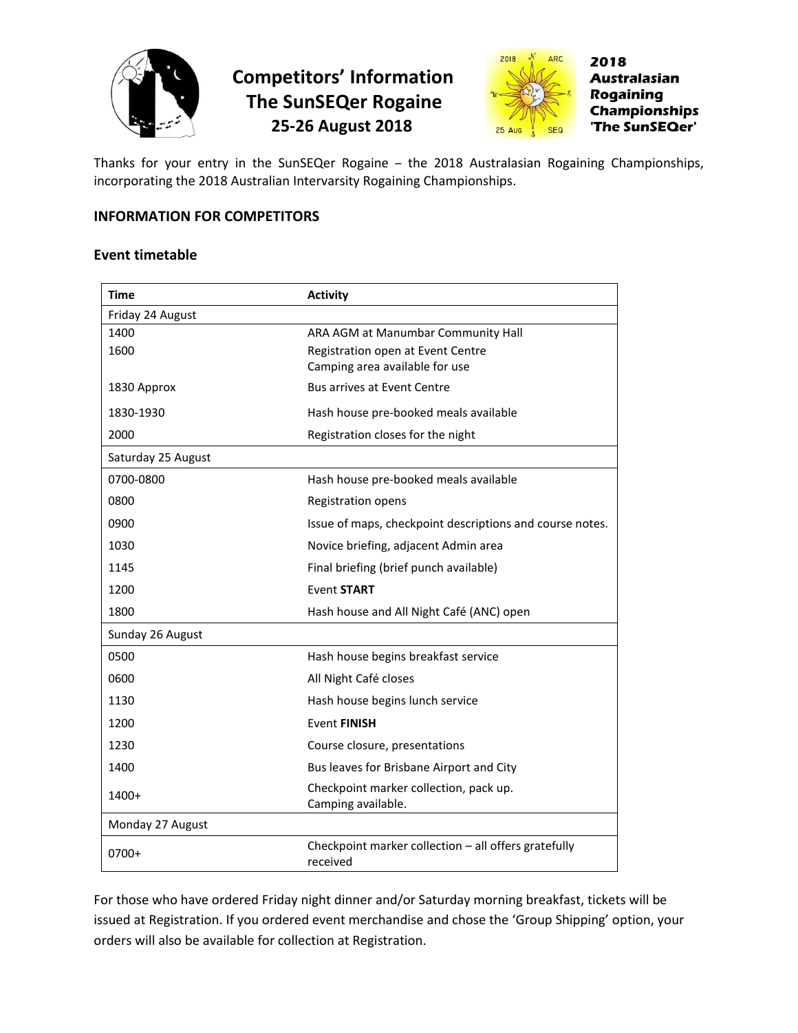# Competitors' Information
# The SunSEQer Rogaine
# 25-26 August 2018

**2018 Australasian Rogaining Championships 'The SunSEQer'**

Thanks for your entry in the SunSEQer Rogaine – the 2018 Australasian Rogaining Championships, incorporating the 2018 Australian Intervarsity Rogaining Championships.

## INFORMATION FOR COMPETITORS

### Event timetable

| Time | Activity |
|---|---|
| Friday 24 August | |
| 1400 | ARA AGM at Manumbar Community Hall |
| 1600 | Registration open at Event Centre<br>Camping area available for use |
| 1830 Approx | Bus arrives at Event Centre |
| 1830-1930 | Hash house pre-booked meals available |
| 2000 | Registration closes for the night |
| Saturday 25 August | |
| 0700-0800 | Hash house pre-booked meals available |
| 0800 | Registration opens |
| 0900 | Issue of maps, checkpoint descriptions and course notes. |
| 1030 | Novice briefing, adjacent Admin area |
| 1145 | Final briefing (brief punch available) |
| 1200 | Event **START** |
| 1800 | Hash house and All Night Café (ANC) open |
| Sunday 26 August | |
| 0500 | Hash house begins breakfast service |
| 0600 | All Night Café closes |
| 1130 | Hash house begins lunch service |
| 1200 | Event **FINISH** |
| 1230 | Course closure, presentations |
| 1400 | Bus leaves for Brisbane Airport and City |
| 1400+ | Checkpoint marker collection, pack up.<br>Camping available. |
| Monday 27 August | |
| 0700+ | Checkpoint marker collection – all offers gratefully received |

For those who have ordered Friday night dinner and/or Saturday morning breakfast, tickets will be issued at Registration. If you ordered event merchandise and chose the 'Group Shipping' option, your orders will also be available for collection at Registration.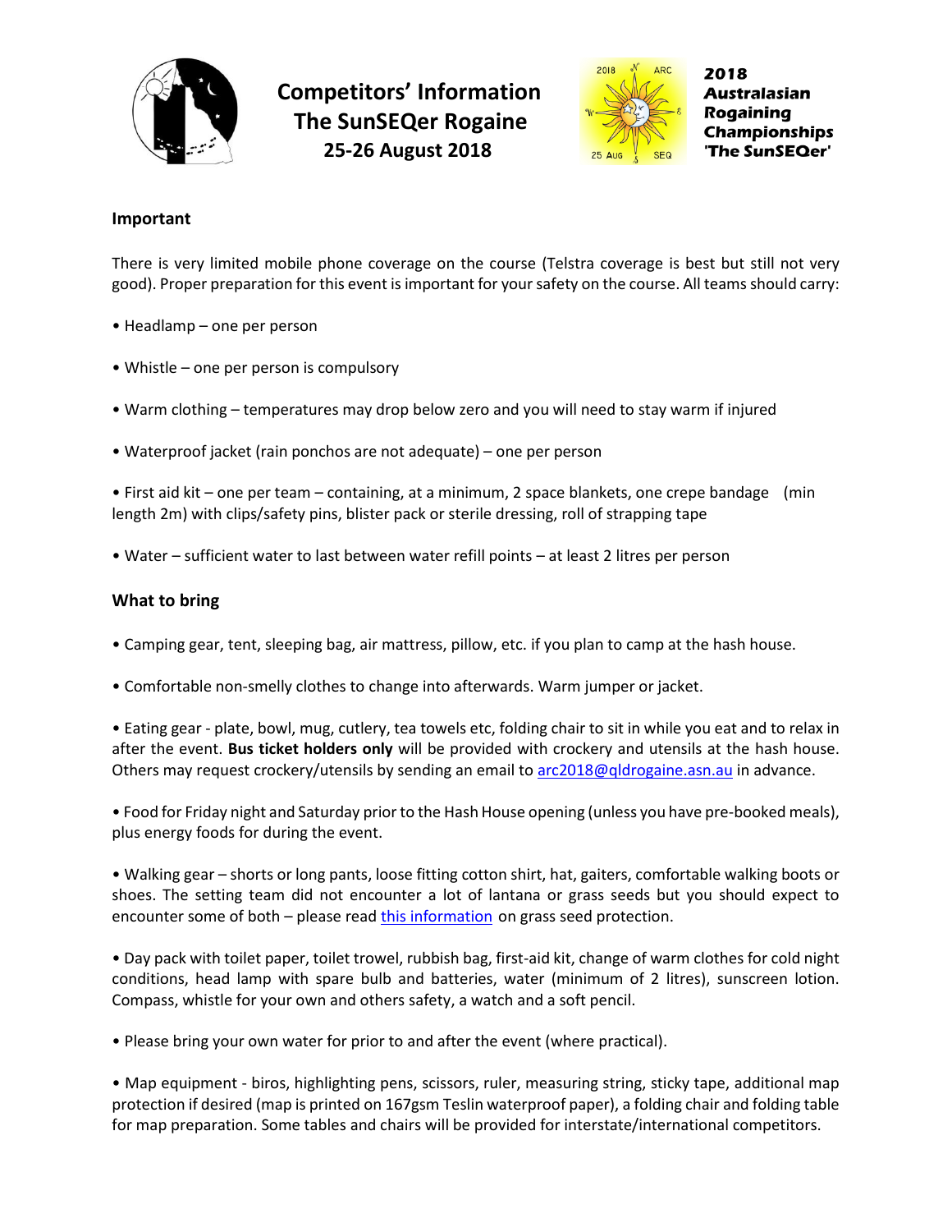# Competitors' Information
# The SunSEQer Rogaine
## 25-26 August 2018

**2018 Australasian Rogaining Championships 'The SunSEQer'**

### Important

There is very limited mobile phone coverage on the course (Telstra coverage is best but still not very good). Proper preparation for this event is important for your safety on the course. All teams should carry:

- Headlamp – one per person
- Whistle – one per person is compulsory
- Warm clothing – temperatures may drop below zero and you will need to stay warm if injured
- Waterproof jacket (rain ponchos are not adequate) – one per person
- First aid kit – one per team – containing, at a minimum, 2 space blankets, one crepe bandage (min length 2m) with clips/safety pins, blister pack or sterile dressing, roll of strapping tape
- Water – sufficient water to last between water refill points – at least 2 litres per person

### What to bring

- Camping gear, tent, sleeping bag, air mattress, pillow, etc. if you plan to camp at the hash house.
- Comfortable non-smelly clothes to change into afterwards. Warm jumper or jacket.
- Eating gear - plate, bowl, mug, cutlery, tea towels etc, folding chair to sit in while you eat and to relax in after the event. **Bus ticket holders only** will be provided with crockery and utensils at the hash house. Others may request crockery/utensils by sending an email to arc2018@qldrogaine.asn.au in advance.
- Food for Friday night and Saturday prior to the Hash House opening (unless you have pre-booked meals), plus energy foods for during the event.
- Walking gear – shorts or long pants, loose fitting cotton shirt, hat, gaiters, comfortable walking boots or shoes. The setting team did not encounter a lot of lantana or grass seeds but you should expect to encounter some of both – please read this information on grass seed protection.
- Day pack with toilet paper, toilet trowel, rubbish bag, first-aid kit, change of warm clothes for cold night conditions, head lamp with spare bulb and batteries, water (minimum of 2 litres), sunscreen lotion. Compass, whistle for your own and others safety, a watch and a soft pencil.
- Please bring your own water for prior to and after the event (where practical).
- Map equipment - biros, highlighting pens, scissors, ruler, measuring string, sticky tape, additional map protection if desired (map is printed on 167gsm Teslin waterproof paper), a folding chair and folding table for map preparation. Some tables and chairs will be provided for interstate/international competitors.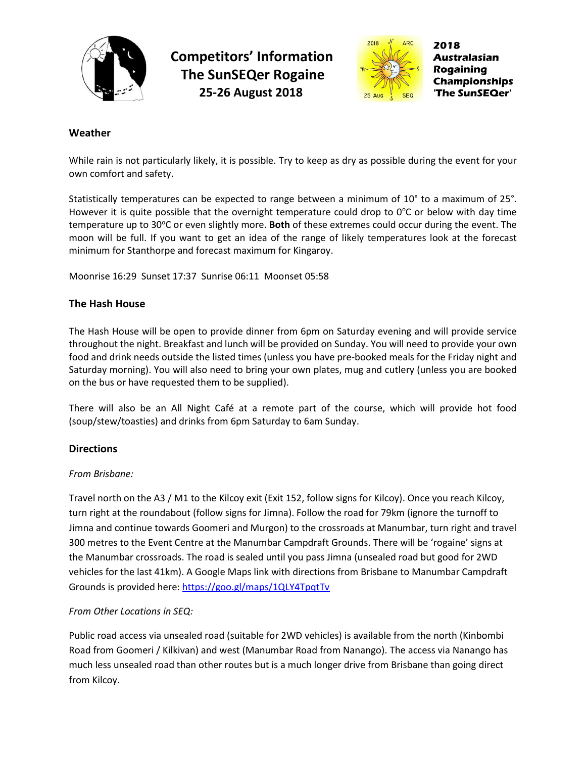# Competitors' Information
# The SunSEQer Rogaine
# 25-26 August 2018

**2018 Australasian Rogaining Championships 'The SunSEQer'**

## Weather

While rain is not particularly likely, it is possible. Try to keep as dry as possible during the event for your own comfort and safety.

Statistically temperatures can be expected to range between a minimum of 10° to a maximum of 25°. However it is quite possible that the overnight temperature could drop to 0°C or below with day time temperature up to 30°C or even slightly more. **Both** of these extremes could occur during the event. The moon will be full. If you want to get an idea of the range of likely temperatures look at the forecast minimum for Stanthorpe and forecast maximum for Kingaroy.

Moonrise 16:29 Sunset 17:37 Sunrise 06:11 Moonset 05:58

## The Hash House

The Hash House will be open to provide dinner from 6pm on Saturday evening and will provide service throughout the night. Breakfast and lunch will be provided on Sunday. You will need to provide your own food and drink needs outside the listed times (unless you have pre-booked meals for the Friday night and Saturday morning). You will also need to bring your own plates, mug and cutlery (unless you are booked on the bus or have requested them to be supplied).

There will also be an All Night Café at a remote part of the course, which will provide hot food (soup/stew/toasties) and drinks from 6pm Saturday to 6am Sunday.

## Directions

*From Brisbane:*

Travel north on the A3 / M1 to the Kilcoy exit (Exit 152, follow signs for Kilcoy). Once you reach Kilcoy, turn right at the roundabout (follow signs for Jimna). Follow the road for 79km (ignore the turnoff to Jimna and continue towards Goomeri and Murgon) to the crossroads at Manumbar, turn right and travel 300 metres to the Event Centre at the Manumbar Campdraft Grounds. There will be 'rogaine' signs at the Manumbar crossroads. The road is sealed until you pass Jimna (unsealed road but good for 2WD vehicles for the last 41km). A Google Maps link with directions from Brisbane to Manumbar Campdraft Grounds is provided here: [https://goo.gl/maps/1QLY4TpqtTv](https://goo.gl/maps/1QLY4TpqtTv)

*From Other Locations in SEQ:*

Public road access via unsealed road (suitable for 2WD vehicles) is available from the north (Kinbombi Road from Goomeri / Kilkivan) and west (Manumbar Road from Nanango). The access via Nanango has much less unsealed road than other routes but is a much longer drive from Brisbane than going direct from Kilcoy.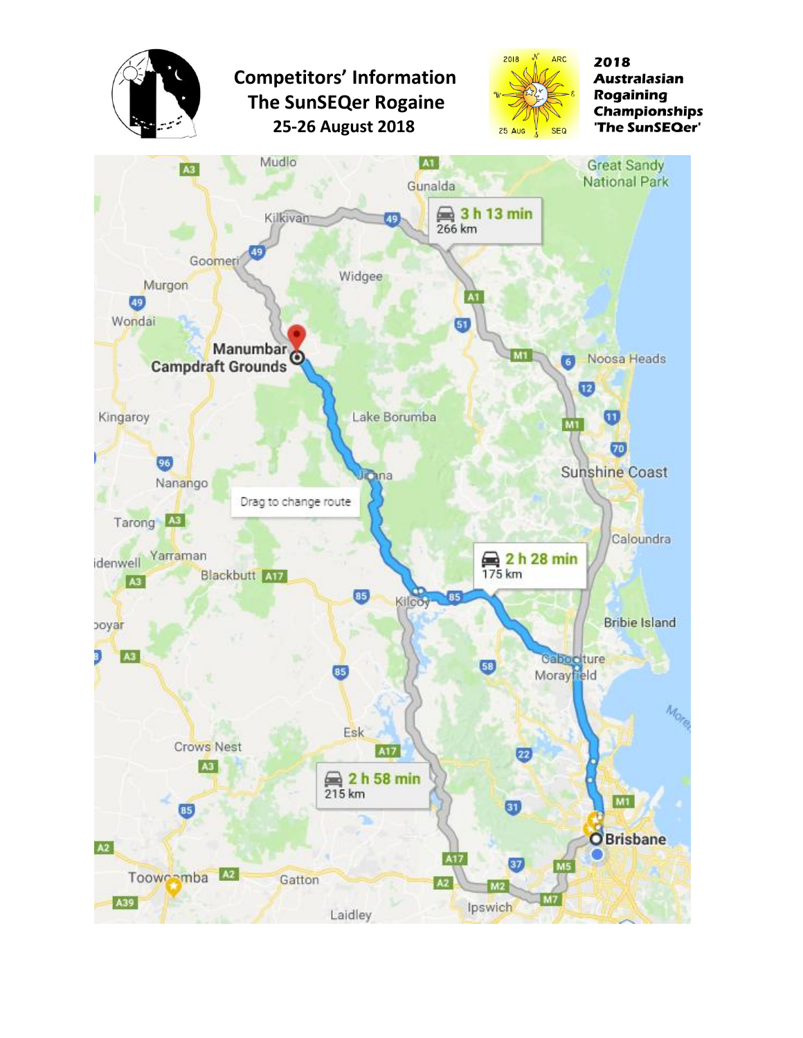# Competitors' Information
## The SunSEQer Rogaine
### 25-26 August 2018

**2018 Australasian Rogaining Championships 'The SunSEQer'**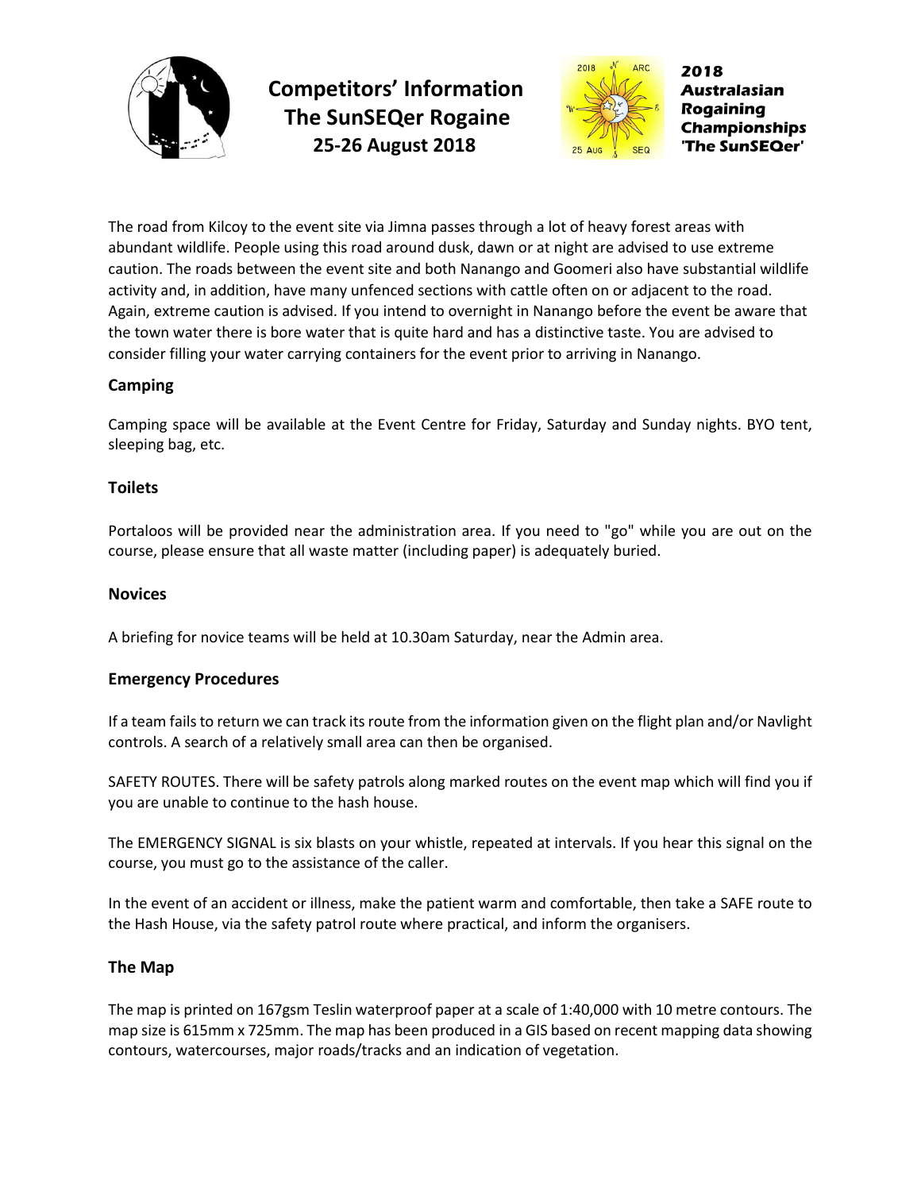The road from Kilcoy to the event site via Jimna passes through a lot of heavy forest areas with abundant wildlife. People using this road around dusk, dawn or at night are advised to use extreme caution. The roads between the event site and both Nanango and Goomeri also have substantial wildlife activity and, in addition, have many unfenced sections with cattle often on or adjacent to the road. Again, extreme caution is advised. If you intend to overnight in Nanango before the event be aware that the town water there is bore water that is quite hard and has a distinctive taste. You are advised to consider filling your water carrying containers for the event prior to arriving in Nanango.

### Camping

Camping space will be available at the Event Centre for Friday, Saturday and Sunday nights. BYO tent, sleeping bag, etc.

### Toilets

Portaloos will be provided near the administration area. If you need to "go" while you are out on the course, please ensure that all waste matter (including paper) is adequately buried.

### Novices

A briefing for novice teams will be held at 10.30am Saturday, near the Admin area.

### Emergency Procedures

If a team fails to return we can track its route from the information given on the flight plan and/or Navlight controls. A search of a relatively small area can then be organised.

SAFETY ROUTES. There will be safety patrols along marked routes on the event map which will find you if you are unable to continue to the hash house.

The EMERGENCY SIGNAL is six blasts on your whistle, repeated at intervals. If you hear this signal on the course, you must go to the assistance of the caller.

In the event of an accident or illness, make the patient warm and comfortable, then take a SAFE route to the Hash House, via the safety patrol route where practical, and inform the organisers.

### The Map

The map is printed on 167gsm Teslin waterproof paper at a scale of 1:40,000 with 10 metre contours. The map size is 615mm x 725mm. The map has been produced in a GIS based on recent mapping data showing contours, watercourses, major roads/tracks and an indication of vegetation.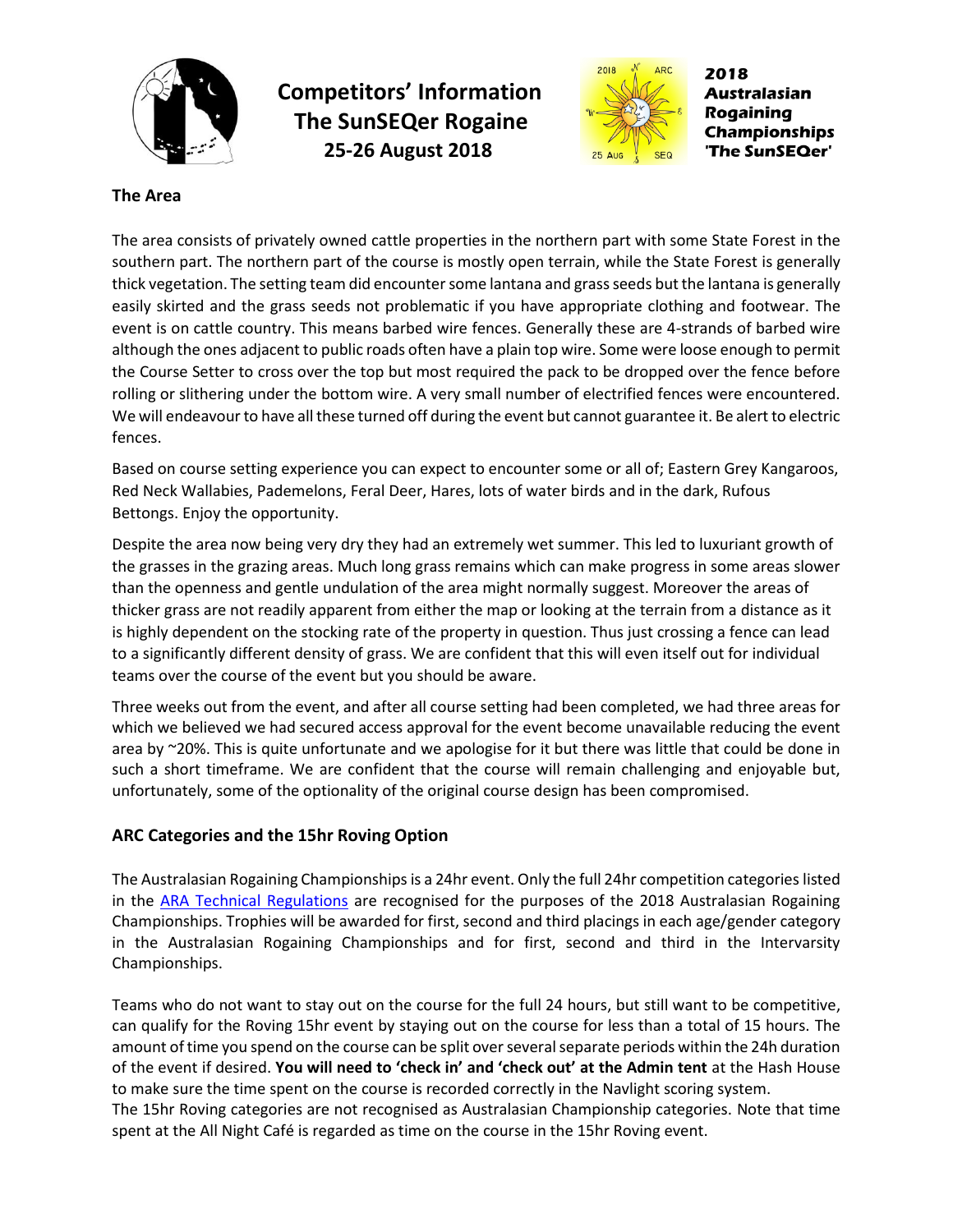# Competitors' Information The SunSEQer Rogaine 25-26 August 2018

**2018 Australasian Rogaining Championships 'The SunSEQer'**

### The Area

The area consists of privately owned cattle properties in the northern part with some State Forest in the southern part. The northern part of the course is mostly open terrain, while the State Forest is generally thick vegetation. The setting team did encounter some lantana and grass seeds but the lantana is generally easily skirted and the grass seeds not problematic if you have appropriate clothing and footwear. The event is on cattle country. This means barbed wire fences. Generally these are 4-strands of barbed wire although the ones adjacent to public roads often have a plain top wire. Some were loose enough to permit the Course Setter to cross over the top but most required the pack to be dropped over the fence before rolling or slithering under the bottom wire. A very small number of electrified fences were encountered. We will endeavour to have all these turned off during the event but cannot guarantee it. Be alert to electric fences.

Based on course setting experience you can expect to encounter some or all of; Eastern Grey Kangaroos, Red Neck Wallabies, Pademelons, Feral Deer, Hares, lots of water birds and in the dark, Rufous Bettongs. Enjoy the opportunity.

Despite the area now being very dry they had an extremely wet summer. This led to luxuriant growth of the grasses in the grazing areas. Much long grass remains which can make progress in some areas slower than the openness and gentle undulation of the area might normally suggest. Moreover the areas of thicker grass are not readily apparent from either the map or looking at the terrain from a distance as it is highly dependent on the stocking rate of the property in question. Thus just crossing a fence can lead to a significantly different density of grass. We are confident that this will even itself out for individual teams over the course of the event but you should be aware.

Three weeks out from the event, and after all course setting had been completed, we had three areas for which we believed we had secured access approval for the event become unavailable reducing the event area by ~20%. This is quite unfortunate and we apologise for it but there was little that could be done in such a short timeframe. We are confident that the course will remain challenging and enjoyable but, unfortunately, some of the optionality of the original course design has been compromised.

### ARC Categories and the 15hr Roving Option

The Australasian Rogaining Championships is a 24hr event. Only the full 24hr competition categories listed in the ARA Technical Regulations are recognised for the purposes of the 2018 Australasian Rogaining Championships. Trophies will be awarded for first, second and third placings in each age/gender category in the Australasian Rogaining Championships and for first, second and third in the Intervarsity Championships.

Teams who do not want to stay out on the course for the full 24 hours, but still want to be competitive, can qualify for the Roving 15hr event by staying out on the course for less than a total of 15 hours. The amount of time you spend on the course can be split over several separate periods within the 24h duration of the event if desired. **You will need to 'check in' and 'check out' at the Admin tent** at the Hash House to make sure the time spent on the course is recorded correctly in the Navlight scoring system.
The 15hr Roving categories are not recognised as Australasian Championship categories. Note that time spent at the All Night Café is regarded as time on the course in the 15hr Roving event.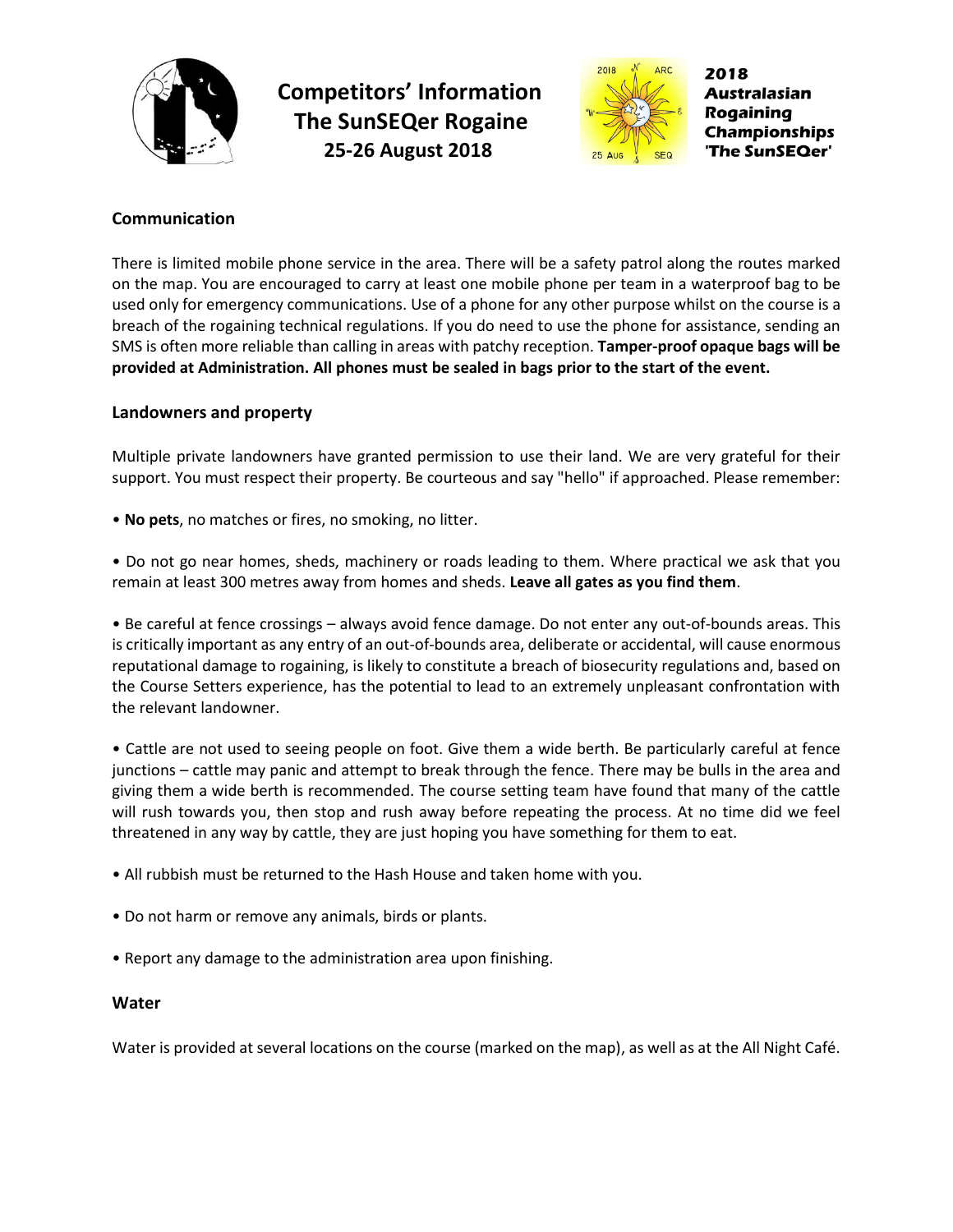## Communication

There is limited mobile phone service in the area. There will be a safety patrol along the routes marked on the map. You are encouraged to carry at least one mobile phone per team in a waterproof bag to be used only for emergency communications. Use of a phone for any other purpose whilst on the course is a breach of the rogaining technical regulations. If you do need to use the phone for assistance, sending an SMS is often more reliable than calling in areas with patchy reception. **Tamper-proof opaque bags will be provided at Administration. All phones must be sealed in bags prior to the start of the event.**

## Landowners and property

Multiple private landowners have granted permission to use their land. We are very grateful for their support. You must respect their property. Be courteous and say "hello" if approached. Please remember:

- **No pets**, no matches or fires, no smoking, no litter.
- Do not go near homes, sheds, machinery or roads leading to them. Where practical we ask that you remain at least 300 metres away from homes and sheds. **Leave all gates as you find them**.
- Be careful at fence crossings – always avoid fence damage. Do not enter any out-of-bounds areas. This is critically important as any entry of an out-of-bounds area, deliberate or accidental, will cause enormous reputational damage to rogaining, is likely to constitute a breach of biosecurity regulations and, based on the Course Setters experience, has the potential to lead to an extremely unpleasant confrontation with the relevant landowner.
- Cattle are not used to seeing people on foot. Give them a wide berth. Be particularly careful at fence junctions – cattle may panic and attempt to break through the fence. There may be bulls in the area and giving them a wide berth is recommended. The course setting team have found that many of the cattle will rush towards you, then stop and rush away before repeating the process. At no time did we feel threatened in any way by cattle, they are just hoping you have something for them to eat.
- All rubbish must be returned to the Hash House and taken home with you.
- Do not harm or remove any animals, birds or plants.
- Report any damage to the administration area upon finishing.

## Water

Water is provided at several locations on the course (marked on the map), as well as at the All Night Café.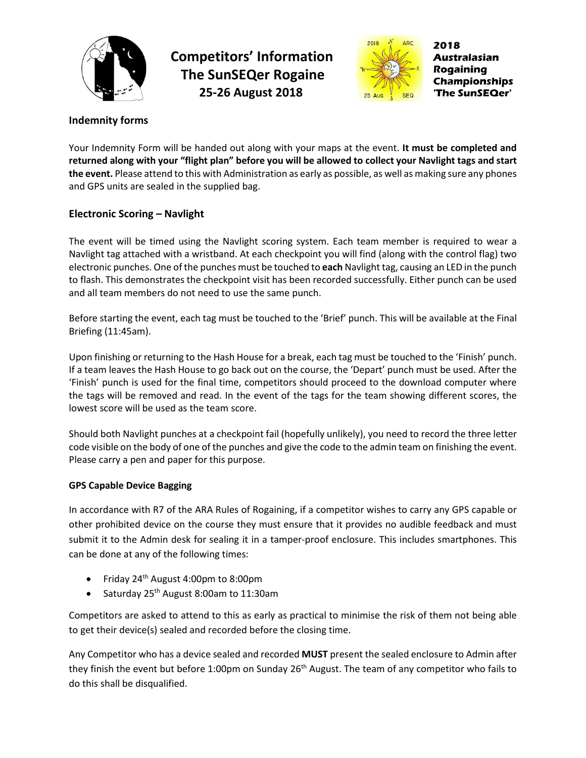# Competitors' Information
# The SunSEQer Rogaine
# 25-26 August 2018

**2018 Australasian Rogaining Championships 'The SunSEQer'**

### Indemnity forms

Your Indemnity Form will be handed out along with your maps at the event. **It must be completed and returned along with your "flight plan" before you will be allowed to collect your Navlight tags and start the event.** Please attend to this with Administration as early as possible, as well as making sure any phones and GPS units are sealed in the supplied bag.

### Electronic Scoring – Navlight

The event will be timed using the Navlight scoring system. Each team member is required to wear a Navlight tag attached with a wristband. At each checkpoint you will find (along with the control flag) two electronic punches. One of the punches must be touched to **each** Navlight tag, causing an LED in the punch to flash. This demonstrates the checkpoint visit has been recorded successfully. Either punch can be used and all team members do not need to use the same punch.

Before starting the event, each tag must be touched to the 'Brief' punch. This will be available at the Final Briefing (11:45am).

Upon finishing or returning to the Hash House for a break, each tag must be touched to the 'Finish' punch. If a team leaves the Hash House to go back out on the course, the 'Depart' punch must be used. After the 'Finish' punch is used for the final time, competitors should proceed to the download computer where the tags will be removed and read. In the event of the tags for the team showing different scores, the lowest score will be used as the team score.

Should both Navlight punches at a checkpoint fail (hopefully unlikely), you need to record the three letter code visible on the body of one of the punches and give the code to the admin team on finishing the event. Please carry a pen and paper for this purpose.

#### GPS Capable Device Bagging

In accordance with R7 of the ARA Rules of Rogaining, if a competitor wishes to carry any GPS capable or other prohibited device on the course they must ensure that it provides no audible feedback and must submit it to the Admin desk for sealing it in a tamper-proof enclosure. This includes smartphones. This can be done at any of the following times:

- Friday 24th August 4:00pm to 8:00pm
- Saturday 25th August 8:00am to 11:30am

Competitors are asked to attend to this as early as practical to minimise the risk of them not being able to get their device(s) sealed and recorded before the closing time.

Any Competitor who has a device sealed and recorded **MUST** present the sealed enclosure to Admin after they finish the event but before 1:00pm on Sunday 26th August. The team of any competitor who fails to do this shall be disqualified.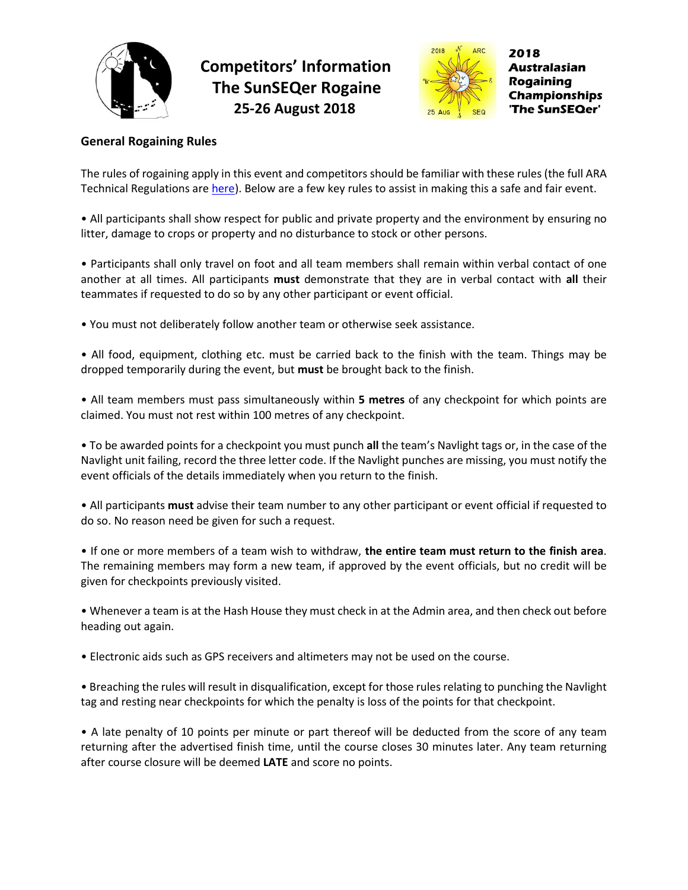# Competitors' Information
# The SunSEQer Rogaine
## 25-26 August 2018

**2018 Australasian Rogaining Championships 'The SunSEQer'**

### General Rogaining Rules

The rules of rogaining apply in this event and competitors should be familiar with these rules (the full ARA Technical Regulations are [here]). Below are a few key rules to assist in making this a safe and fair event.

- All participants shall show respect for public and private property and the environment by ensuring no litter, damage to crops or property and no disturbance to stock or other persons.

- Participants shall only travel on foot and all team members shall remain within verbal contact of one another at all times. All participants **must** demonstrate that they are in verbal contact with **all** their teammates if requested to do so by any other participant or event official.

- You must not deliberately follow another team or otherwise seek assistance.

- All food, equipment, clothing etc. must be carried back to the finish with the team. Things may be dropped temporarily during the event, but **must** be brought back to the finish.

- All team members must pass simultaneously within **5 metres** of any checkpoint for which points are claimed. You must not rest within 100 metres of any checkpoint.

- To be awarded points for a checkpoint you must punch **all** the team's Navlight tags or, in the case of the Navlight unit failing, record the three letter code. If the Navlight punches are missing, you must notify the event officials of the details immediately when you return to the finish.

- All participants **must** advise their team number to any other participant or event official if requested to do so. No reason need be given for such a request.

- If one or more members of a team wish to withdraw, **the entire team must return to the finish area**. The remaining members may form a new team, if approved by the event officials, but no credit will be given for checkpoints previously visited.

- Whenever a team is at the Hash House they must check in at the Admin area, and then check out before heading out again.

- Electronic aids such as GPS receivers and altimeters may not be used on the course.

- Breaching the rules will result in disqualification, except for those rules relating to punching the Navlight tag and resting near checkpoints for which the penalty is loss of the points for that checkpoint.

- A late penalty of 10 points per minute or part thereof will be deducted from the score of any team returning after the advertised finish time, until the course closes 30 minutes later. Any team returning after course closure will be deemed **LATE** and score no points.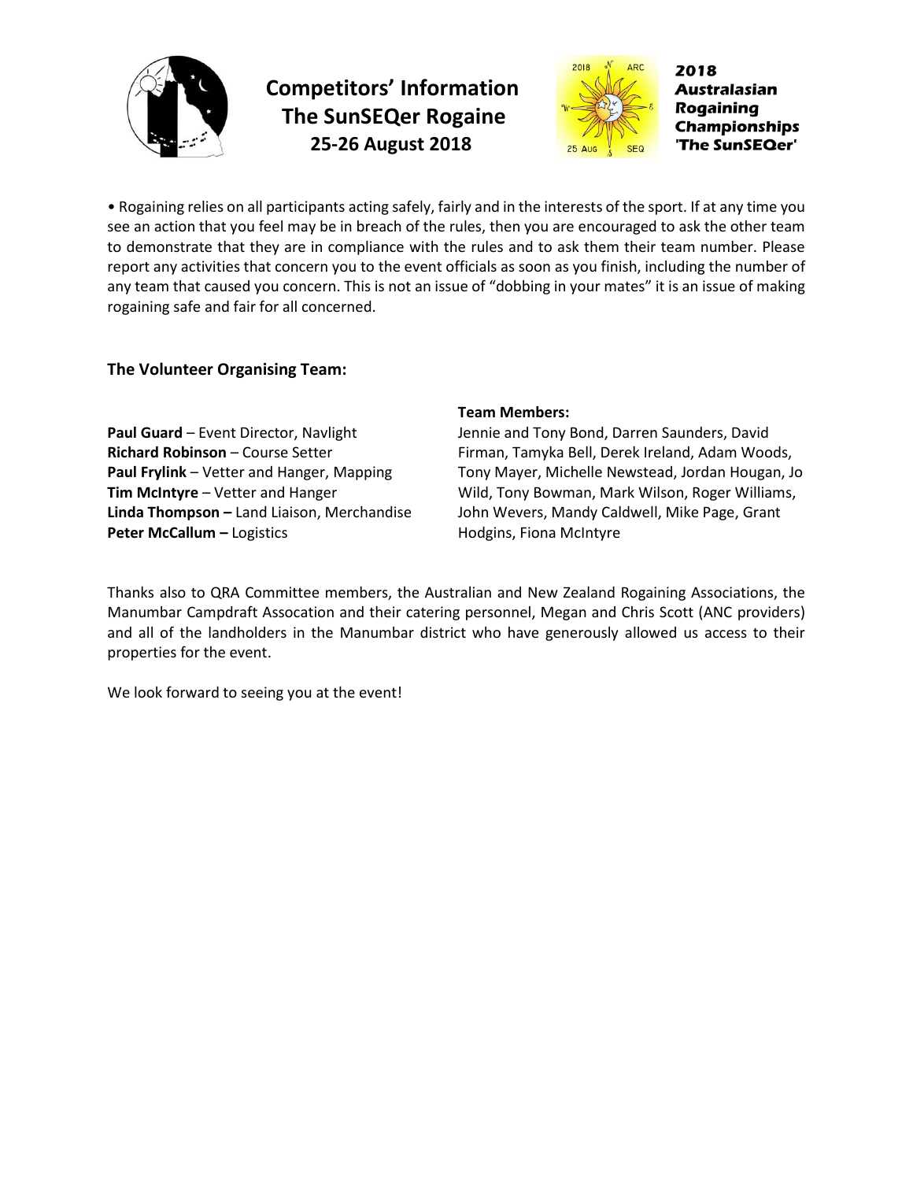• Rogaining relies on all participants acting safely, fairly and in the interests of the sport. If at any time you see an action that you feel may be in breach of the rules, then you are encouraged to ask the other team to demonstrate that they are in compliance with the rules and to ask them their team number. Please report any activities that concern you to the event officials as soon as you finish, including the number of any team that caused you concern. This is not an issue of "dobbing in your mates" it is an issue of making rogaining safe and fair for all concerned.

### The Volunteer Organising Team:

**Paul Guard** – Event Director, Navlight
**Richard Robinson** – Course Setter
**Paul Frylink** – Vetter and Hanger, Mapping
**Tim McIntyre** – Vetter and Hanger
**Linda Thompson –** Land Liaison, Merchandise
**Peter McCallum –** Logistics

**Team Members:**
Jennie and Tony Bond, Darren Saunders, David Firman, Tamyka Bell, Derek Ireland, Adam Woods, Tony Mayer, Michelle Newstead, Jordan Hougan, Jo Wild, Tony Bowman, Mark Wilson, Roger Williams, John Wevers, Mandy Caldwell, Mike Page, Grant Hodgins, Fiona McIntyre

Thanks also to QRA Committee members, the Australian and New Zealand Rogaining Associations, the Manumbar Campdraft Assocation and their catering personnel, Megan and Chris Scott (ANC providers) and all of the landholders in the Manumbar district who have generously allowed us access to their properties for the event.

We look forward to seeing you at the event!